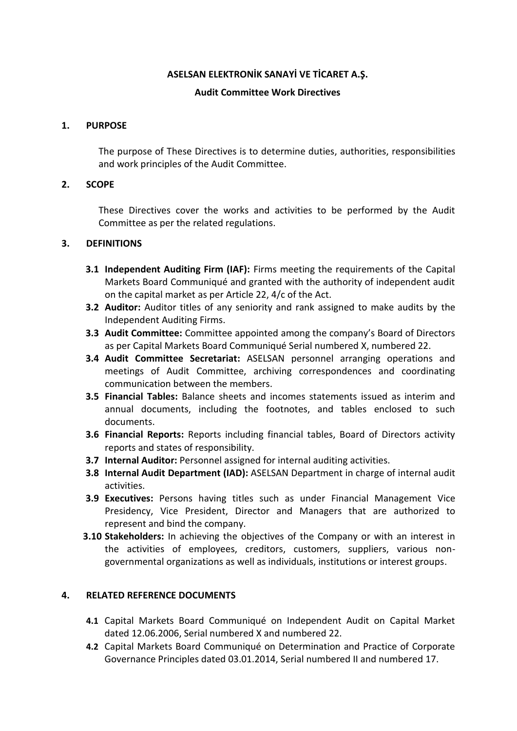# ASELSAN ELEKTRONİK SANAYİ VE TİCARET A.Ş.

## Audit Committee Work Directives

### 1. PURPOSE

The purpose of These Directives is to determine duties, authorities, responsibilities and work principles of the Audit Committee.

### 2. SCOPE

These Directives cover the works and activities to be performed by the Audit Committee as per the related regulations.

### 3. DEFINITIONS

**3.1 Independent Auditing Firm (IAF):** Firms meeting the requirements of the Capital Markets Board Communiqué and granted with the authority of independent audit on the capital market as per Article 22, 4/c of the Act.

**3.2 Auditor:** Auditor titles of any seniority and rank assigned to make audits by the Independent Auditing Firms.

**3.3 Audit Committee:** Committee appointed among the company's Board of Directors as per Capital Markets Board Communiqué Serial numbered X, numbered 22.

**3.4 Audit Committee Secretariat:** ASELSAN personnel arranging operations and meetings of Audit Committee, archiving correspondences and coordinating communication between the members.

**3.5 Financial Tables:** Balance sheets and incomes statements issued as interim and annual documents, including the footnotes, and tables enclosed to such documents.

**3.6 Financial Reports:** Reports including financial tables, Board of Directors activity reports and states of responsibility.

**3.7 Internal Auditor:** Personnel assigned for internal auditing activities.

**3.8 Internal Audit Department (IAD):** ASELSAN Department in charge of internal audit activities.

**3.9 Executives:** Persons having titles such as under Financial Management Vice Presidency, Vice President, Director and Managers that are authorized to represent and bind the company.

**3.10 Stakeholders:** In achieving the objectives of the Company or with an interest in the activities of employees, creditors, customers, suppliers, various non-governmental organizations as well as individuals, institutions or interest groups.

### 4. RELATED REFERENCE DOCUMENTS

**4.1** Capital Markets Board Communiqué on Independent Audit on Capital Market dated 12.06.2006, Serial numbered X and numbered 22.

**4.2** Capital Markets Board Communiqué on Determination and Practice of Corporate Governance Principles dated 03.01.2014, Serial numbered II and numbered 17.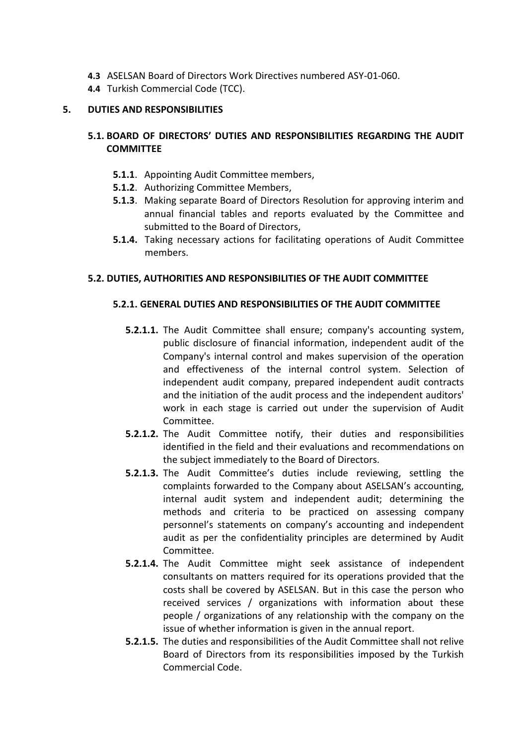- **4.3** ASELSAN Board of Directors Work Directives numbered ASY-01-060.
- **4.4** Turkish Commercial Code (TCC).

## 5. DUTIES AND RESPONSIBILITIES

### 5.1. BOARD OF DIRECTORS' DUTIES AND RESPONSIBILITIES REGARDING THE AUDIT COMMITTEE

- **5.1.1**. Appointing Audit Committee members,
- **5.1.2**. Authorizing Committee Members,
- **5.1.3**. Making separate Board of Directors Resolution for approving interim and annual financial tables and reports evaluated by the Committee and submitted to the Board of Directors,
- **5.1.4.** Taking necessary actions for facilitating operations of Audit Committee members.

### 5.2. DUTIES, AUTHORITIES AND RESPONSIBILITIES OF THE AUDIT COMMITTEE

#### 5.2.1. GENERAL DUTIES AND RESPONSIBILITIES OF THE AUDIT COMMITTEE

- **5.2.1.1.** The Audit Committee shall ensure; company's accounting system, public disclosure of financial information, independent audit of the Company's internal control and makes supervision of the operation and effectiveness of the internal control system. Selection of independent audit company, prepared independent audit contracts and the initiation of the audit process and the independent auditors' work in each stage is carried out under the supervision of Audit Committee.
- **5.2.1.2.** The Audit Committee notify, their duties and responsibilities identified in the field and their evaluations and recommendations on the subject immediately to the Board of Directors.
- **5.2.1.3.** The Audit Committee's duties include reviewing, settling the complaints forwarded to the Company about ASELSAN's accounting, internal audit system and independent audit; determining the methods and criteria to be practiced on assessing company personnel's statements on company's accounting and independent audit as per the confidentiality principles are determined by Audit Committee.
- **5.2.1.4.** The Audit Committee might seek assistance of independent consultants on matters required for its operations provided that the costs shall be covered by ASELSAN. But in this case the person who received services / organizations with information about these people / organizations of any relationship with the company on the issue of whether information is given in the annual report.
- **5.2.1.5.** The duties and responsibilities of the Audit Committee shall not relive Board of Directors from its responsibilities imposed by the Turkish Commercial Code.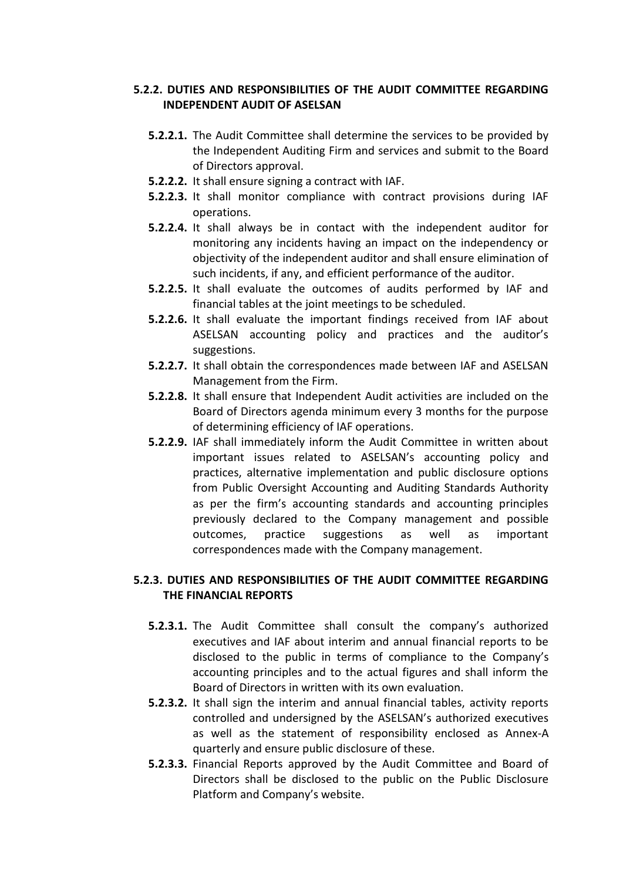### 5.2.2. DUTIES AND RESPONSIBILITIES OF THE AUDIT COMMITTEE REGARDING INDEPENDENT AUDIT OF ASELSAN

- **5.2.2.1.** The Audit Committee shall determine the services to be provided by the Independent Auditing Firm and services and submit to the Board of Directors approval.
- **5.2.2.2.** It shall ensure signing a contract with IAF.
- **5.2.2.3.** It shall monitor compliance with contract provisions during IAF operations.
- **5.2.2.4.** It shall always be in contact with the independent auditor for monitoring any incidents having an impact on the independency or objectivity of the independent auditor and shall ensure elimination of such incidents, if any, and efficient performance of the auditor.
- **5.2.2.5.** It shall evaluate the outcomes of audits performed by IAF and financial tables at the joint meetings to be scheduled.
- **5.2.2.6.** It shall evaluate the important findings received from IAF about ASELSAN accounting policy and practices and the auditor's suggestions.
- **5.2.2.7.** It shall obtain the correspondences made between IAF and ASELSAN Management from the Firm.
- **5.2.2.8.** It shall ensure that Independent Audit activities are included on the Board of Directors agenda minimum every 3 months for the purpose of determining efficiency of IAF operations.
- **5.2.2.9.** IAF shall immediately inform the Audit Committee in written about important issues related to ASELSAN's accounting policy and practices, alternative implementation and public disclosure options from Public Oversight Accounting and Auditing Standards Authority as per the firm's accounting standards and accounting principles previously declared to the Company management and possible outcomes, practice suggestions as well as important correspondences made with the Company management.

### 5.2.3. DUTIES AND RESPONSIBILITIES OF THE AUDIT COMMITTEE REGARDING THE FINANCIAL REPORTS

- **5.2.3.1.** The Audit Committee shall consult the company's authorized executives and IAF about interim and annual financial reports to be disclosed to the public in terms of compliance to the Company's accounting principles and to the actual figures and shall inform the Board of Directors in written with its own evaluation.
- **5.2.3.2.** It shall sign the interim and annual financial tables, activity reports controlled and undersigned by the ASELSAN's authorized executives as well as the statement of responsibility enclosed as Annex-A quarterly and ensure public disclosure of these.
- **5.2.3.3.** Financial Reports approved by the Audit Committee and Board of Directors shall be disclosed to the public on the Public Disclosure Platform and Company's website.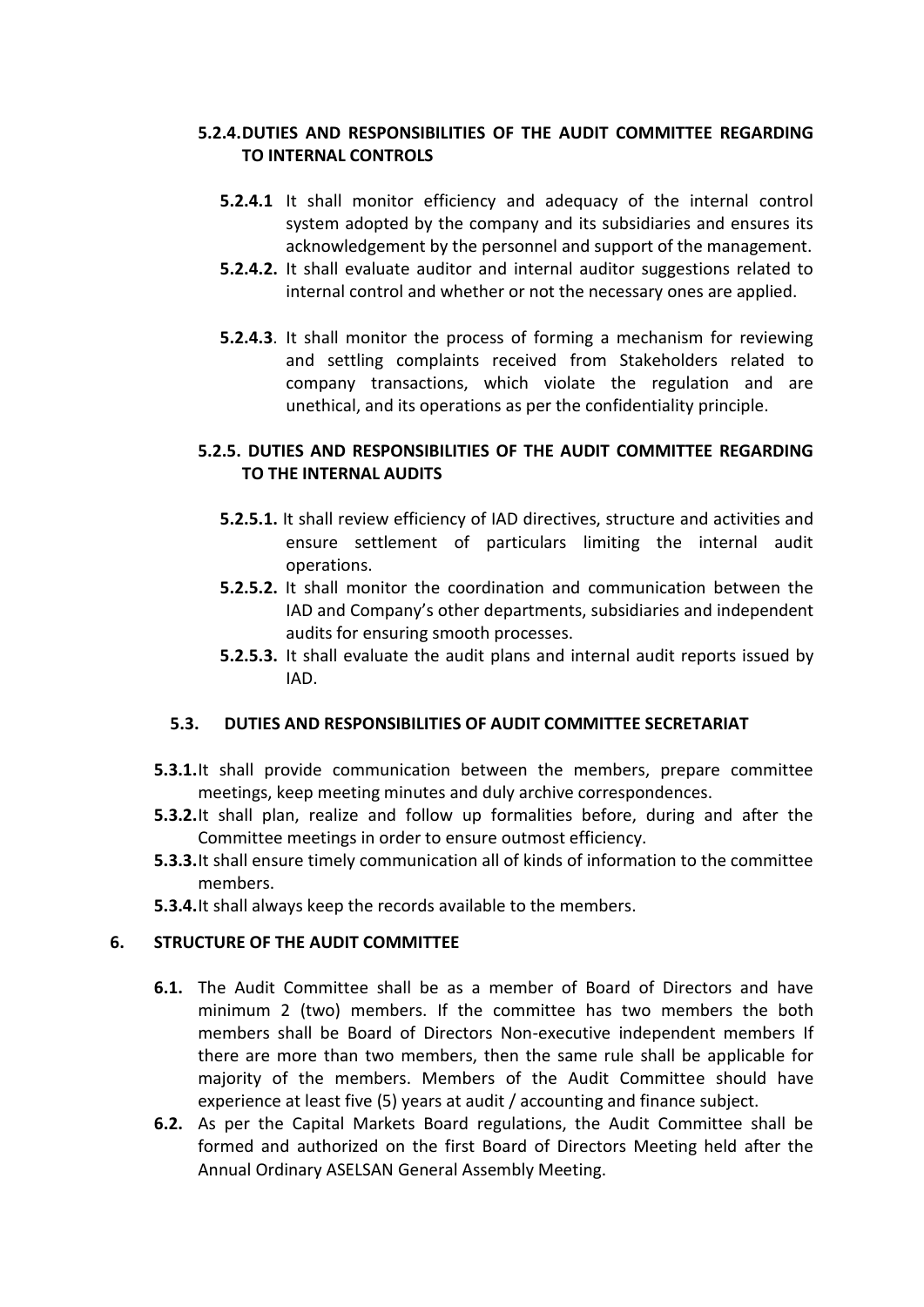### 5.2.4. DUTIES AND RESPONSIBILITIES OF THE AUDIT COMMITTEE REGARDING TO INTERNAL CONTROLS

**5.2.4.1** It shall monitor efficiency and adequacy of the internal control system adopted by the company and its subsidiaries and ensures its acknowledgement by the personnel and support of the management.

**5.2.4.2.** It shall evaluate auditor and internal auditor suggestions related to internal control and whether or not the necessary ones are applied.

**5.2.4.3**. It shall monitor the process of forming a mechanism for reviewing and settling complaints received from Stakeholders related to company transactions, which violate the regulation and are unethical, and its operations as per the confidentiality principle.

### 5.2.5. DUTIES AND RESPONSIBILITIES OF THE AUDIT COMMITTEE REGARDING TO THE INTERNAL AUDITS

**5.2.5.1.** It shall review efficiency of IAD directives, structure and activities and ensure settlement of particulars limiting the internal audit operations.

**5.2.5.2.** It shall monitor the coordination and communication between the IAD and Company's other departments, subsidiaries and independent audits for ensuring smooth processes.

**5.2.5.3.** It shall evaluate the audit plans and internal audit reports issued by IAD.

## 5.3. DUTIES AND RESPONSIBILITIES OF AUDIT COMMITTEE SECRETARIAT

**5.3.1.** It shall provide communication between the members, prepare committee meetings, keep meeting minutes and duly archive correspondences.

**5.3.2.** It shall plan, realize and follow up formalities before, during and after the Committee meetings in order to ensure outmost efficiency.

**5.3.3.** It shall ensure timely communication all of kinds of information to the committee members.

**5.3.4.** It shall always keep the records available to the members.

## 6. STRUCTURE OF THE AUDIT COMMITTEE

**6.1.** The Audit Committee shall be as a member of Board of Directors and have minimum 2 (two) members. If the committee has two members the both members shall be Board of Directors Non-executive independent members If there are more than two members, then the same rule shall be applicable for majority of the members. Members of the Audit Committee should have experience at least five (5) years at audit / accounting and finance subject.

**6.2.** As per the Capital Markets Board regulations, the Audit Committee shall be formed and authorized on the first Board of Directors Meeting held after the Annual Ordinary ASELSAN General Assembly Meeting.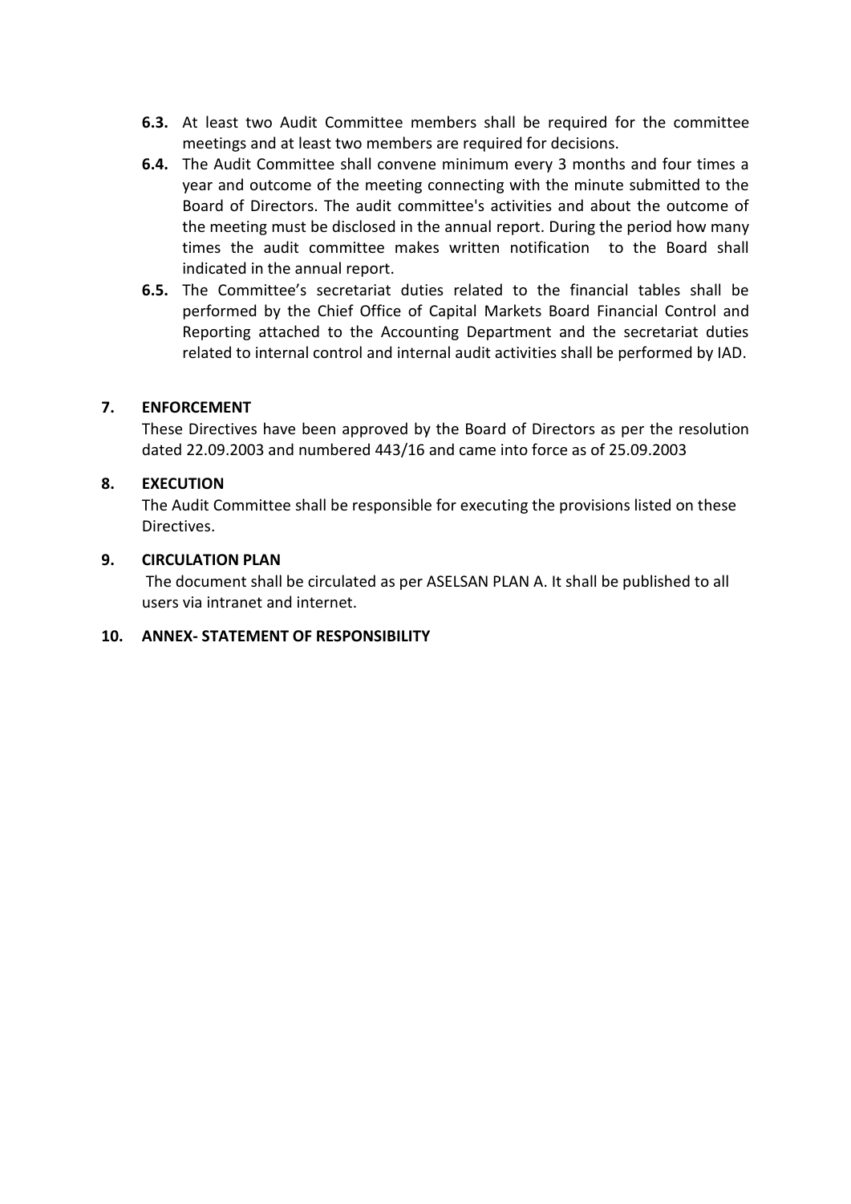- **6.3.** At least two Audit Committee members shall be required for the committee meetings and at least two members are required for decisions.
- **6.4.** The Audit Committee shall convene minimum every 3 months and four times a year and outcome of the meeting connecting with the minute submitted to the Board of Directors. The audit committee's activities and about the outcome of the meeting must be disclosed in the annual report. During the period how many times the audit committee makes written notification to the Board shall indicated in the annual report.
- **6.5.** The Committee's secretariat duties related to the financial tables shall be performed by the Chief Office of Capital Markets Board Financial Control and Reporting attached to the Accounting Department and the secretariat duties related to internal control and internal audit activities shall be performed by IAD.

## 7. ENFORCEMENT

These Directives have been approved by the Board of Directors as per the resolution dated 22.09.2003 and numbered 443/16 and came into force as of 25.09.2003

## 8. EXECUTION

The Audit Committee shall be responsible for executing the provisions listed on these Directives.

## 9. CIRCULATION PLAN

The document shall be circulated as per ASELSAN PLAN A. It shall be published to all users via intranet and internet.

## 10. ANNEX- STATEMENT OF RESPONSIBILITY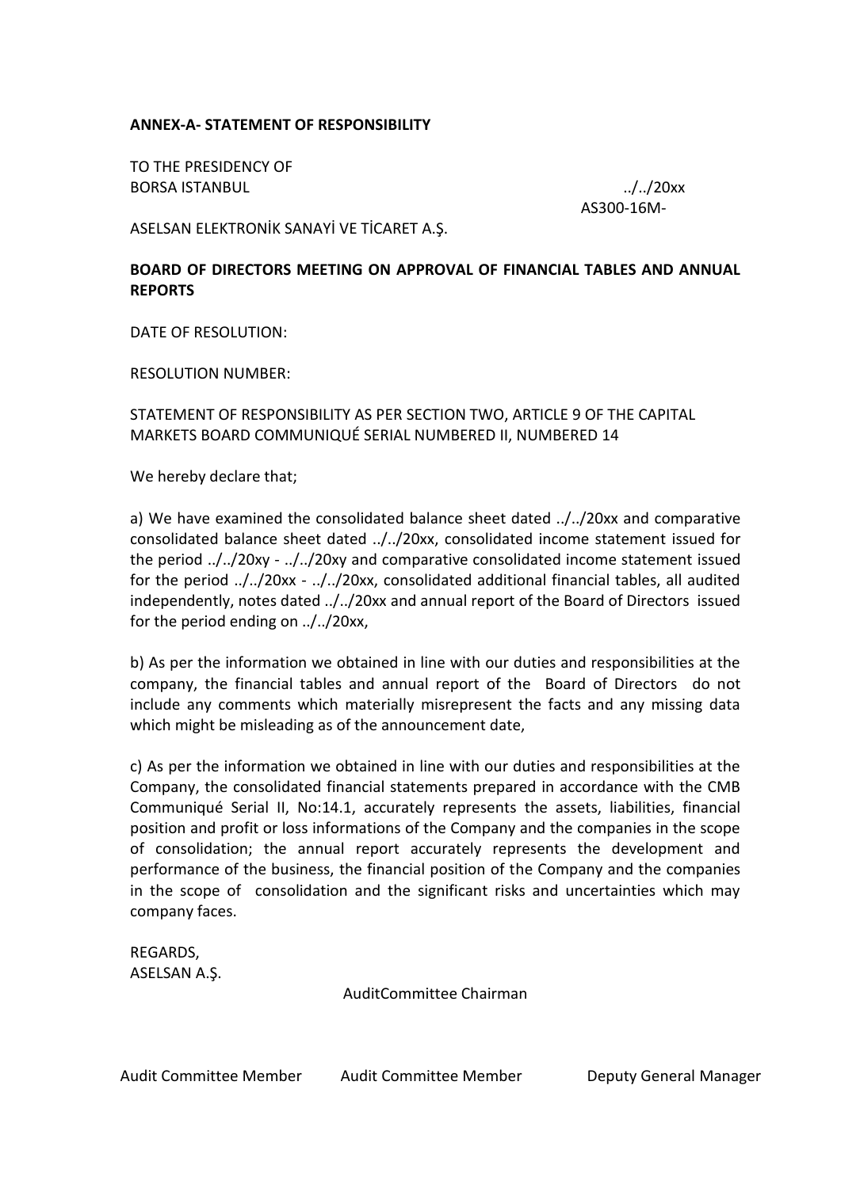**ANNEX-A- STATEMENT OF RESPONSIBILITY**

TO THE PRESIDENCY OF
BORSA ISTANBUL ../../20xx
AS300-16M-

ASELSAN ELEKTRONİK SANAYİ VE TİCARET A.Ş.

**BOARD OF DIRECTORS MEETING ON APPROVAL OF FINANCIAL TABLES AND ANNUAL REPORTS**

DATE OF RESOLUTION:

RESOLUTION NUMBER:

STATEMENT OF RESPONSIBILITY AS PER SECTION TWO, ARTICLE 9 OF THE CAPITAL MARKETS BOARD COMMUNIQUÉ SERIAL NUMBERED II, NUMBERED 14

We hereby declare that;

a) We have examined the consolidated balance sheet dated ../../20xx and comparative consolidated balance sheet dated ../../20xx, consolidated income statement issued for the period ../../20xy - ../../20xy and comparative consolidated income statement issued for the period ../../20xx - ../../20xx, consolidated additional financial tables, all audited independently, notes dated ../../20xx and annual report of the Board of Directors issued for the period ending on ../../20xx,

b) As per the information we obtained in line with our duties and responsibilities at the company, the financial tables and annual report of the Board of Directors do not include any comments which materially misrepresent the facts and any missing data which might be misleading as of the announcement date,

c) As per the information we obtained in line with our duties and responsibilities at the Company, the consolidated financial statements prepared in accordance with the CMB Communiqué Serial II, No:14.1, accurately represents the assets, liabilities, financial position and profit or loss informations of the Company and the companies in the scope of consolidation; the annual report accurately represents the development and performance of the business, the financial position of the Company and the companies in the scope of consolidation and the significant risks and uncertainties which may company faces.

REGARDS,
ASELSAN A.Ş.

AuditCommittee Chairman

Audit Committee Member Audit Committee Member Deputy General Manager